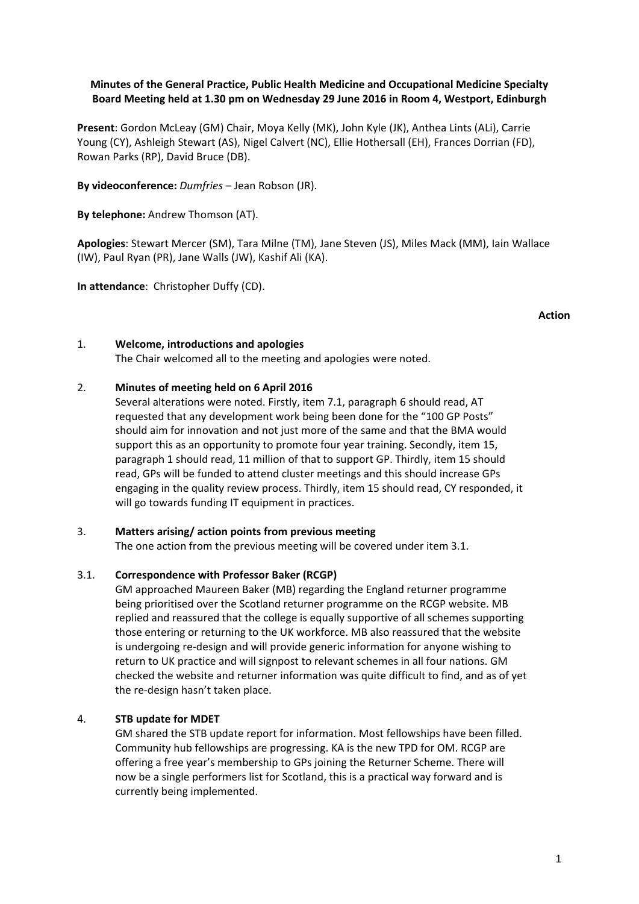**Minutes of the General Practice, Public Health Medicine and Occupational Medicine Specialty Board Meeting held at 1.30 pm on Wednesday 29 June 2016 in Room 4, Westport, Edinburgh**

**Present**: Gordon McLeay (GM) Chair, Moya Kelly (MK), John Kyle (JK), Anthea Lints (ALi), Carrie Young (CY), Ashleigh Stewart (AS), Nigel Calvert (NC), Ellie Hothersall (EH), Frances Dorrian (FD), Rowan Parks (RP), David Bruce (DB).

**By videoconference:** *Dumfries* – Jean Robson (JR).

**By telephone:** Andrew Thomson (AT).

**Apologies**: Stewart Mercer (SM), Tara Milne (TM), Jane Steven (JS), Miles Mack (MM), Iain Wallace (IW), Paul Ryan (PR), Jane Walls (JW), Kashif Ali (KA).

**In attendance**: Christopher Duffy (CD).

**Action**

1. **Welcome, introductions and apologies**

   The Chair welcomed all to the meeting and apologies were noted.

2. **Minutes of meeting held on 6 April 2016**

   Several alterations were noted. Firstly, item 7.1, paragraph 6 should read, AT requested that any development work being been done for the "100 GP Posts" should aim for innovation and not just more of the same and that the BMA would support this as an opportunity to promote four year training. Secondly, item 15, paragraph 1 should read, 11 million of that to support GP. Thirdly, item 15 should read, GPs will be funded to attend cluster meetings and this should increase GPs engaging in the quality review process. Thirdly, item 15 should read, CY responded, it will go towards funding IT equipment in practices.

3. **Matters arising/ action points from previous meeting**

   The one action from the previous meeting will be covered under item 3.1.

3.1. **Correspondence with Professor Baker (RCGP)**

   GM approached Maureen Baker (MB) regarding the England returner programme being prioritised over the Scotland returner programme on the RCGP website. MB replied and reassured that the college is equally supportive of all schemes supporting those entering or returning to the UK workforce. MB also reassured that the website is undergoing re-design and will provide generic information for anyone wishing to return to UK practice and will signpost to relevant schemes in all four nations. GM checked the website and returner information was quite difficult to find, and as of yet the re-design hasn't taken place.

4. **STB update for MDET**

   GM shared the STB update report for information. Most fellowships have been filled. Community hub fellowships are progressing. KA is the new TPD for OM. RCGP are offering a free year's membership to GPs joining the Returner Scheme. There will now be a single performers list for Scotland, this is a practical way forward and is currently being implemented.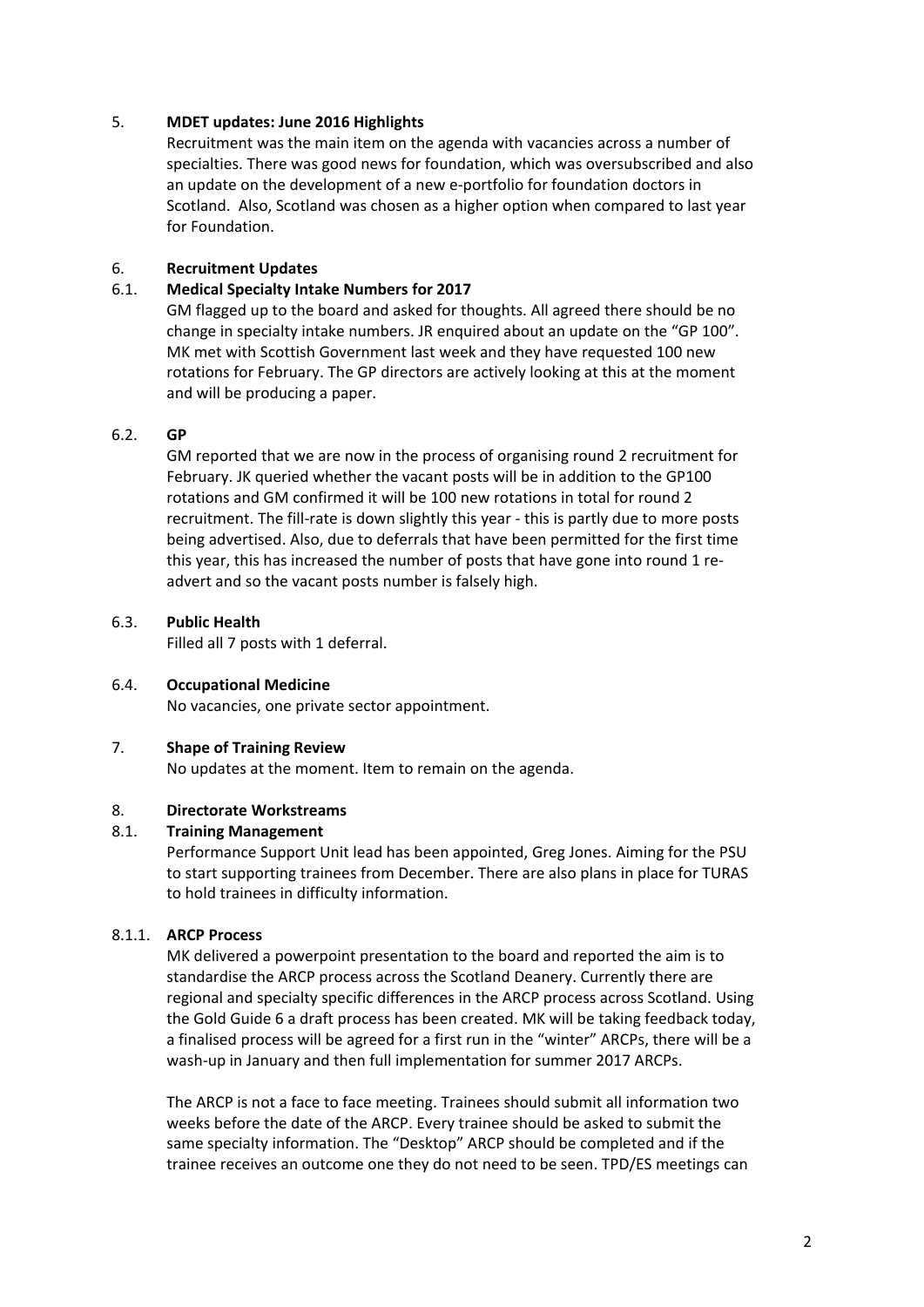## 5. MDET updates: June 2016 Highlights

Recruitment was the main item on the agenda with vacancies across a number of specialties. There was good news for foundation, which was oversubscribed and also an update on the development of a new e-portfolio for foundation doctors in Scotland. Also, Scotland was chosen as a higher option when compared to last year for Foundation.

## 6. Recruitment Updates

### 6.1. Medical Specialty Intake Numbers for 2017

GM flagged up to the board and asked for thoughts. All agreed there should be no change in specialty intake numbers. JR enquired about an update on the "GP 100". MK met with Scottish Government last week and they have requested 100 new rotations for February. The GP directors are actively looking at this at the moment and will be producing a paper.

### 6.2. GP

GM reported that we are now in the process of organising round 2 recruitment for February. JK queried whether the vacant posts will be in addition to the GP100 rotations and GM confirmed it will be 100 new rotations in total for round 2 recruitment. The fill-rate is down slightly this year - this is partly due to more posts being advertised. Also, due to deferrals that have been permitted for the first time this year, this has increased the number of posts that have gone into round 1 re-advert and so the vacant posts number is falsely high.

### 6.3. Public Health

Filled all 7 posts with 1 deferral.

### 6.4. Occupational Medicine

No vacancies, one private sector appointment.

## 7. Shape of Training Review

No updates at the moment. Item to remain on the agenda.

## 8. Directorate Workstreams

### 8.1. Training Management

Performance Support Unit lead has been appointed, Greg Jones. Aiming for the PSU to start supporting trainees from December. There are also plans in place for TURAS to hold trainees in difficulty information.

#### 8.1.1. ARCP Process

MK delivered a powerpoint presentation to the board and reported the aim is to standardise the ARCP process across the Scotland Deanery. Currently there are regional and specialty specific differences in the ARCP process across Scotland. Using the Gold Guide 6 a draft process has been created. MK will be taking feedback today, a finalised process will be agreed for a first run in the "winter" ARCPs, there will be a wash-up in January and then full implementation for summer 2017 ARCPs.

The ARCP is not a face to face meeting. Trainees should submit all information two weeks before the date of the ARCP. Every trainee should be asked to submit the same specialty information. The "Desktop" ARCP should be completed and if the trainee receives an outcome one they do not need to be seen. TPD/ES meetings can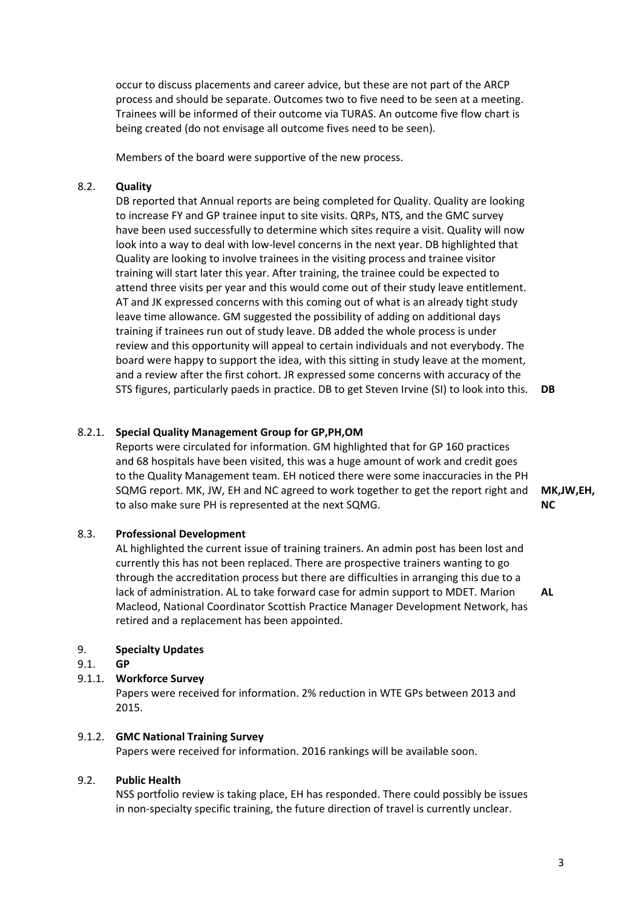occur to discuss placements and career advice, but these are not part of the ARCP process and should be separate. Outcomes two to five need to be seen at a meeting. Trainees will be informed of their outcome via TURAS. An outcome five flow chart is being created (do not envisage all outcome fives need to be seen).

Members of the board were supportive of the new process.

8.2. **Quality**

DB reported that Annual reports are being completed for Quality. Quality are looking to increase FY and GP trainee input to site visits. QRPs, NTS, and the GMC survey have been used successfully to determine which sites require a visit. Quality will now look into a way to deal with low-level concerns in the next year. DB highlighted that Quality are looking to involve trainees in the visiting process and trainee visitor training will start later this year. After training, the trainee could be expected to attend three visits per year and this would come out of their study leave entitlement. AT and JK expressed concerns with this coming out of what is an already tight study leave time allowance. GM suggested the possibility of adding on additional days training if trainees run out of study leave. DB added the whole process is under review and this opportunity will appeal to certain individuals and not everybody. The board were happy to support the idea, with this sitting in study leave at the moment, and a review after the first cohort. JR expressed some concerns with accuracy of the STS figures, particularly paeds in practice. DB to get Steven Irvine (SI) to look into this. **DB**

8.2.1. **Special Quality Management Group for GP,PH,OM**

Reports were circulated for information. GM highlighted that for GP 160 practices and 68 hospitals have been visited, this was a huge amount of work and credit goes to the Quality Management team. EH noticed there were some inaccuracies in the PH SQMG report. MK, JW, EH and NC agreed to work together to get the report right and to also make sure PH is represented at the next SQMG. **MK,JW,EH, NC**

8.3. **Professional Development**

AL highlighted the current issue of training trainers. An admin post has been lost and currently this has not been replaced. There are prospective trainers wanting to go through the accreditation process but there are difficulties in arranging this due to a lack of administration. AL to take forward case for admin support to MDET. Marion Macleod, National Coordinator Scottish Practice Manager Development Network, has retired and a replacement has been appointed. **AL**

9. **Specialty Updates**

9.1. **GP**

9.1.1. **Workforce Survey**

Papers were received for information. 2% reduction in WTE GPs between 2013 and 2015.

9.1.2. **GMC National Training Survey**

Papers were received for information. 2016 rankings will be available soon.

9.2. **Public Health**

NSS portfolio review is taking place, EH has responded. There could possibly be issues in non-specialty specific training, the future direction of travel is currently unclear.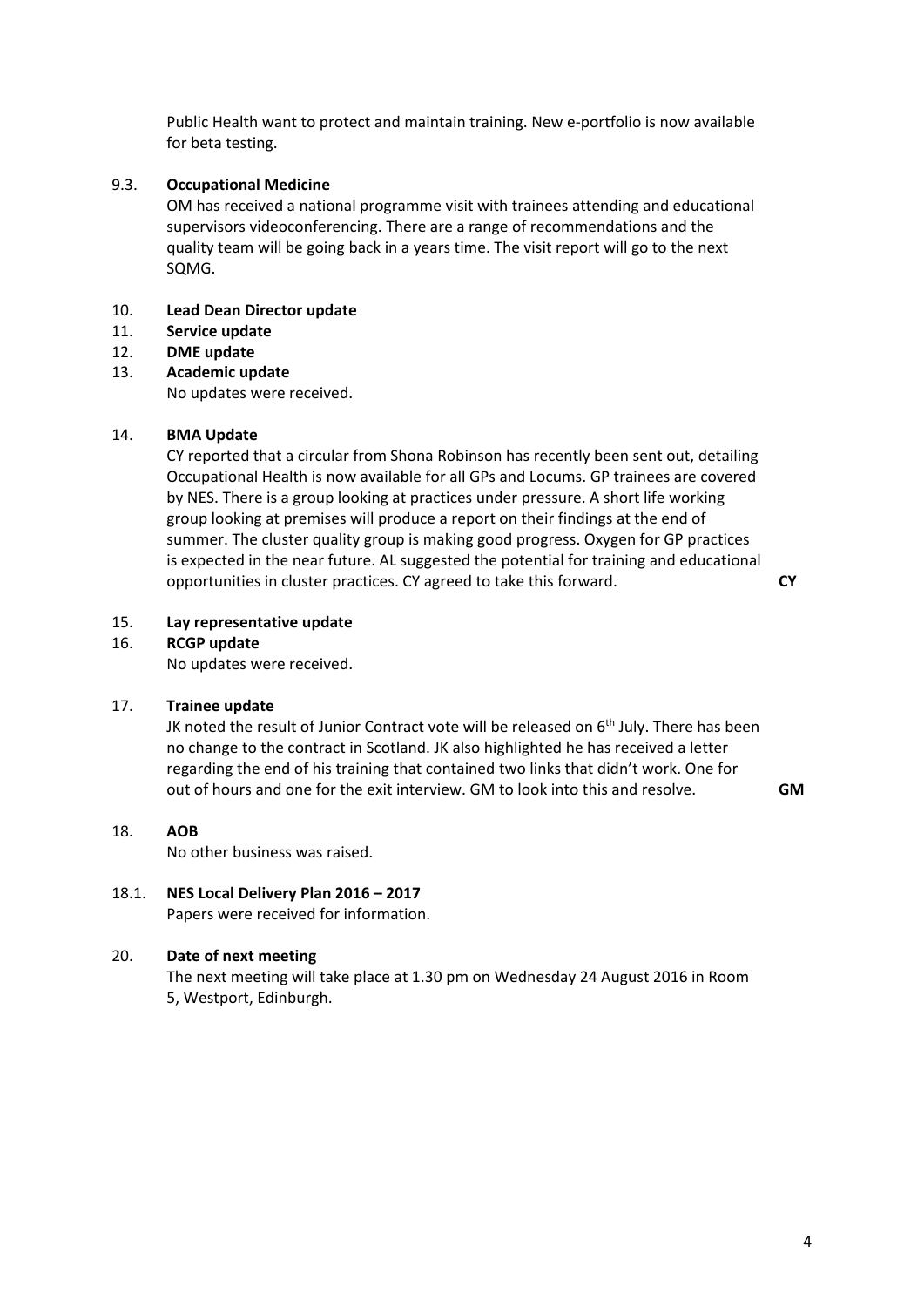Public Health want to protect and maintain training. New e-portfolio is now available for beta testing.

### 9.3. Occupational Medicine

OM has received a national programme visit with trainees attending and educational supervisors videoconferencing. There are a range of recommendations and the quality team will be going back in a years time. The visit report will go to the next SQMG.

### 10. Lead Dean Director update

### 11. Service update

### 12. DME update

### 13. Academic update

No updates were received.

### 14. BMA Update

CY reported that a circular from Shona Robinson has recently been sent out, detailing Occupational Health is now available for all GPs and Locums. GP trainees are covered by NES. There is a group looking at practices under pressure. A short life working group looking at premises will produce a report on their findings at the end of summer. The cluster quality group is making good progress. Oxygen for GP practices is expected in the near future. AL suggested the potential for training and educational opportunities in cluster practices. CY agreed to take this forward. **CY**

### 15. Lay representative update

### 16. RCGP update

No updates were received.

### 17. Trainee update

JK noted the result of Junior Contract vote will be released on 6th July. There has been no change to the contract in Scotland. JK also highlighted he has received a letter regarding the end of his training that contained two links that didn't work. One for out of hours and one for the exit interview. GM to look into this and resolve. **GM**

### 18. AOB

No other business was raised.

### 18.1. NES Local Delivery Plan 2016 – 2017

Papers were received for information.

### 20. Date of next meeting

The next meeting will take place at 1.30 pm on Wednesday 24 August 2016 in Room 5, Westport, Edinburgh.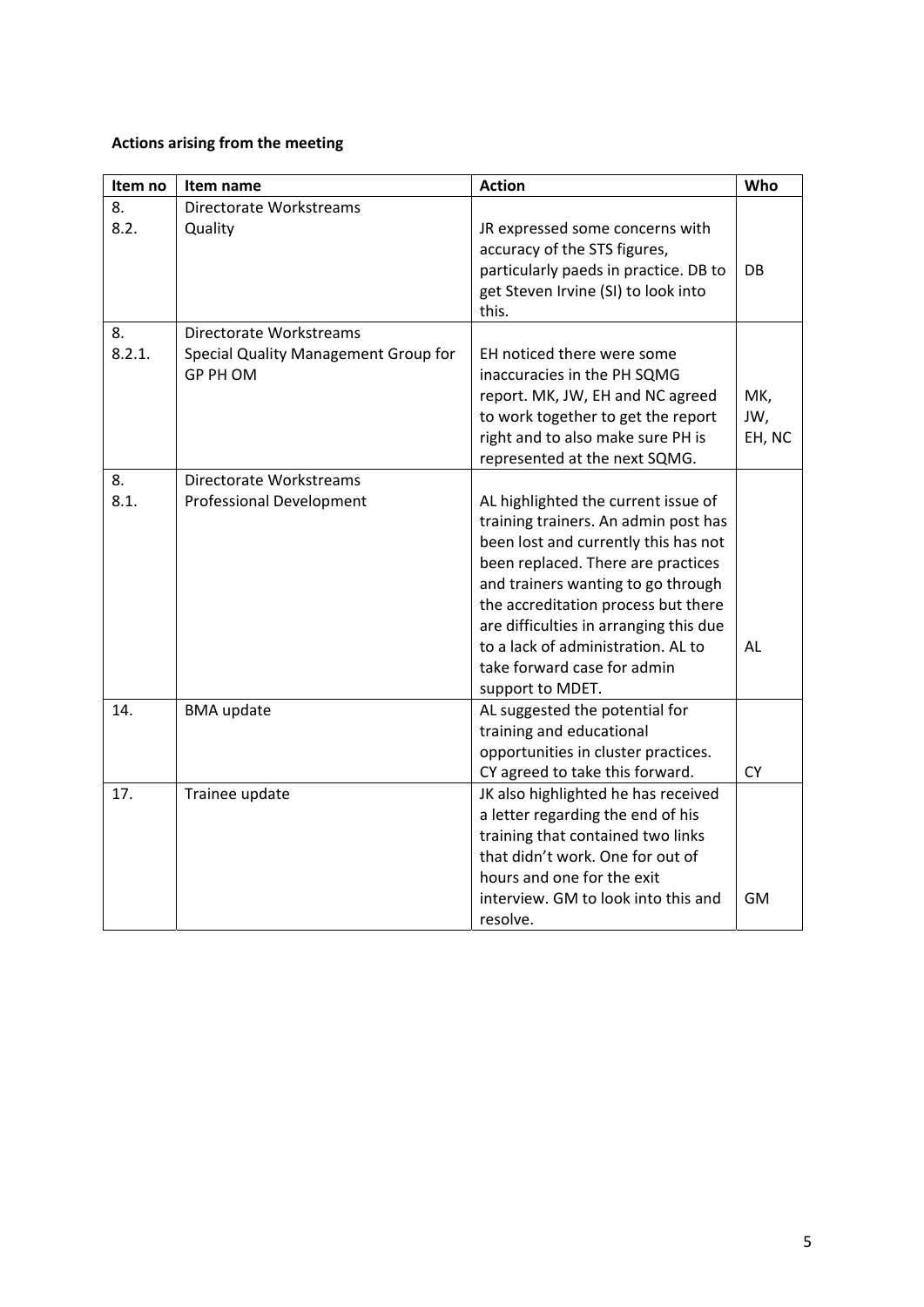**Actions arising from the meeting**

| Item no | Item name | Action | Who |
|---|---|---|---|
| 8.<br>8.2. | Directorate Workstreams<br>Quality | JR expressed some concerns with accuracy of the STS figures, particularly paeds in practice. DB to get Steven Irvine (SI) to look into this. | DB |
| 8.<br>8.2.1. | Directorate Workstreams<br>Special Quality Management Group for GP PH OM | EH noticed there were some inaccuracies in the PH SQMG report. MK, JW, EH and NC agreed to work together to get the report right and to also make sure PH is represented at the next SQMG. | MK, JW, EH, NC |
| 8.<br>8.1. | Directorate Workstreams<br>Professional Development | AL highlighted the current issue of training trainers. An admin post has been lost and currently this has not been replaced. There are practices and trainers wanting to go through the accreditation process but there are difficulties in arranging this due to a lack of administration. AL to take forward case for admin support to MDET. | AL |
| 14. | BMA update | AL suggested the potential for training and educational opportunities in cluster practices. CY agreed to take this forward. | CY |
| 17. | Trainee update | JK also highlighted he has received a letter regarding the end of his training that contained two links that didn't work. One for out of hours and one for the exit interview. GM to look into this and resolve. | GM |